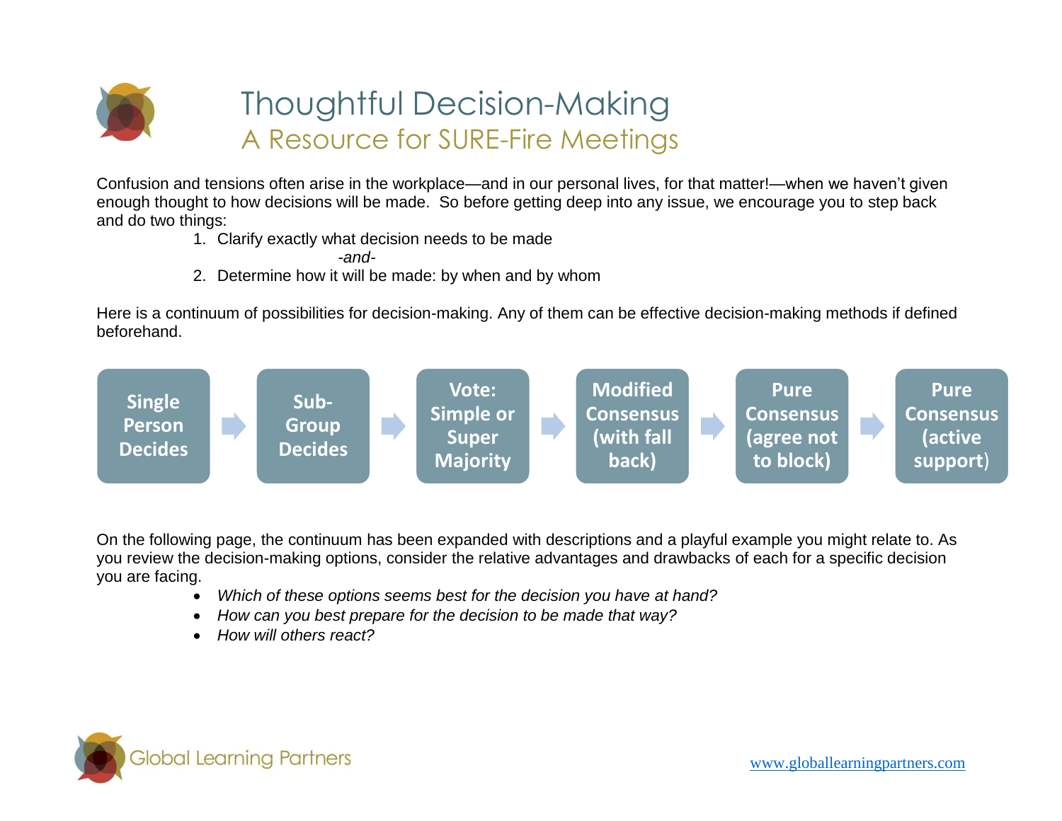# Thoughtful Decision-Making

## A Resource for SURE-Fire Meetings

Confusion and tensions often arise in the workplace—and in our personal lives, for that matter!—when we haven't given enough thought to how decisions will be made. So before getting deep into any issue, we encourage you to step back and do two things:

1. Clarify exactly what decision needs to be made

   *-and-*

2. Determine how it will be made: by when and by whom

Here is a continuum of possibilities for decision-making. Any of them can be effective decision-making methods if defined beforehand.

**Single Person Decides** → **Sub-Group Decides** → **Vote: Simple or Super Majority** → **Modified Consensus (with fall back)** → **Pure Consensus (agree not to block)** → **Pure Consensus (active support)**

On the following page, the continuum has been expanded with descriptions and a playful example you might relate to. As you review the decision-making options, consider the relative advantages and drawbacks of each for a specific decision you are facing.

- *Which of these options seems best for the decision you have at hand?*
- *How can you best prepare for the decision to be made that way?*
- *How will others react?*

Global Learning Partners

www.globallearningpartners.com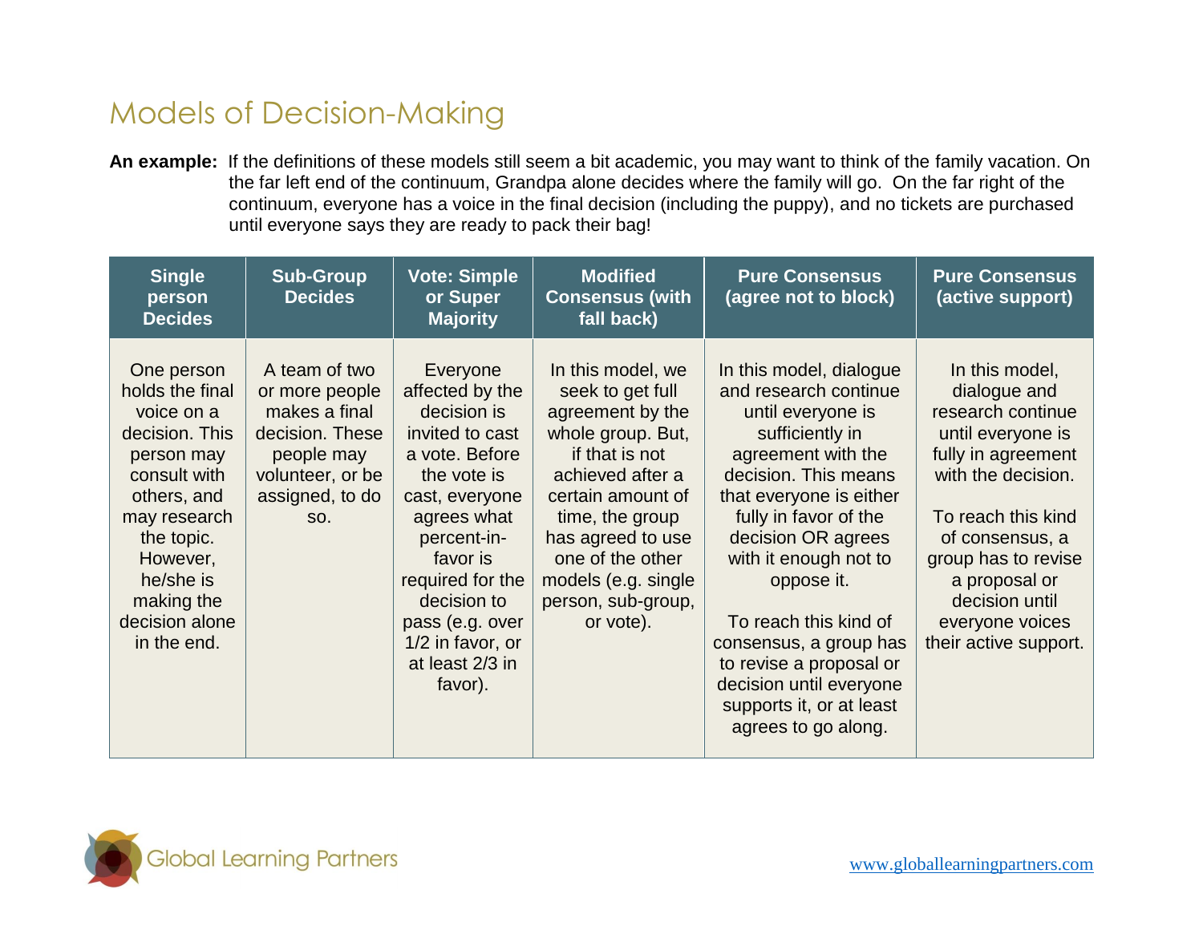# Models of Decision-Making

**An example:** If the definitions of these models still seem a bit academic, you may want to think of the family vacation. On the far left end of the continuum, Grandpa alone decides where the family will go. On the far right of the continuum, everyone has a voice in the final decision (including the puppy), and no tickets are purchased until everyone says they are ready to pack their bag!

| Single person Decides | Sub-Group Decides | Vote: Simple or Super Majority | Modified Consensus (with fall back) | Pure Consensus (agree not to block) | Pure Consensus (active support) |
|---|---|---|---|---|---|
| One person holds the final voice on a decision. This person may consult with others, and may research the topic. However, he/she is making the decision alone in the end. | A team of two or more people makes a final decision. These people may volunteer, or be assigned, to do so. | Everyone affected by the decision is invited to cast a vote. Before the vote is cast, everyone agrees what percent-in-favor is required for the decision to pass (e.g. over 1/2 in favor, or at least 2/3 in favor). | In this model, we seek to get full agreement by the whole group. But, if that is not achieved after a certain amount of time, the group has agreed to use one of the other models (e.g. single person, sub-group, or vote). | In this model, dialogue and research continue until everyone is sufficiently in agreement with the decision. This means that everyone is either fully in favor of the decision OR agrees with it enough not to oppose it. To reach this kind of consensus, a group has to revise a proposal or decision until everyone supports it, or at least agrees to go along. | In this model, dialogue and research continue until everyone is fully in agreement with the decision. To reach this kind of consensus, a group has to revise a proposal or decision until everyone voices their active support. |

Global Learning Partners

www.globallearningpartners.com